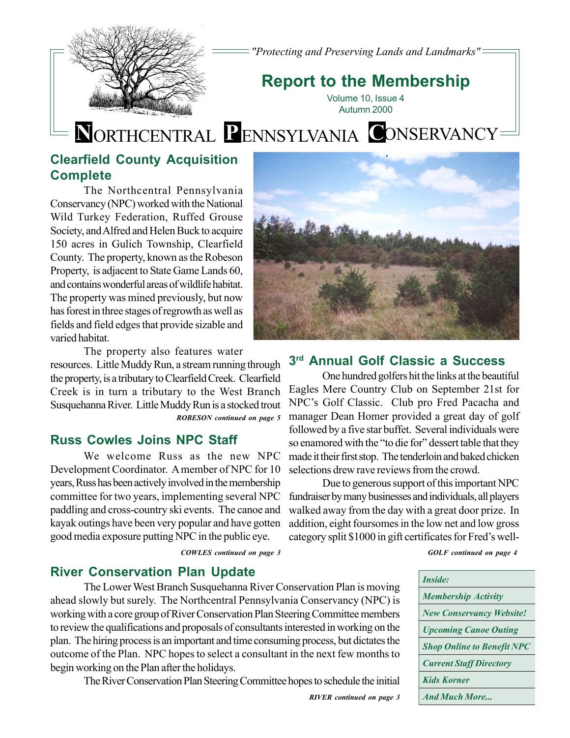"Protecting and Preserving Lands and Landmarks"

# Report to the Membership

Volume 10, Issue 4
Autumn 2000

# NORTHCENTRAL PENNSYLVANIA CONSERVANCY

## Clearfield County Acquisition Complete

The Northcentral Pennsylvania Conservancy (NPC) worked with the National Wild Turkey Federation, Ruffed Grouse Society, and Alfred and Helen Buck to acquire 150 acres in Gulich Township, Clearfield County. The property, known as the Robeson Property, is adjacent to State Game Lands 60, and contains wonderful areas of wildlife habitat. The property was mined previously, but now has forest in three stages of regrowth as well as fields and field edges that provide sizable and varied habitat.

The property also features water resources. Little Muddy Run, a stream running through the property, is a tributary to Clearfield Creek. Clearfield Creek is in turn a tributary to the West Branch Susquehanna River. Little Muddy Run is a stocked trout

***ROBESON continued on page 5***

## Russ Cowles Joins NPC Staff

We welcome Russ as the new NPC Development Coordinator. A member of NPC for 10 years, Russ has been actively involved in the membership committee for two years, implementing several NPC paddling and cross-country ski events. The canoe and kayak outings have been very popular and have gotten good media exposure putting NPC in the public eye.

***COWLES continued on page 3***

## 3rd Annual Golf Classic a Success

One hundred golfers hit the links at the beautiful Eagles Mere Country Club on September 21st for NPC's Golf Classic. Club pro Fred Pacacha and manager Dean Homer provided a great day of golf followed by a five star buffet. Several individuals were so enamored with the "to die for" dessert table that they made it their first stop. The tenderloin and baked chicken selections drew rave reviews from the crowd.

Due to generous support of this important NPC fundraiser by many businesses and individuals, all players walked away from the day with a great door prize. In addition, eight foursomes in the low net and low gross category split $1000 in gift certificates for Fred's well-

***GOLF continued on page 4***

## River Conservation Plan Update

The Lower West Branch Susquehanna River Conservation Plan is moving ahead slowly but surely. The Northcentral Pennsylvania Conservancy (NPC) is working with a core group of River Conservation Plan Steering Committee members to review the qualifications and proposals of consultants interested in working on the plan. The hiring process is an important and time consuming process, but dictates the outcome of the Plan. NPC hopes to select a consultant in the next few months to begin working on the Plan after the holidays.

The River Conservation Plan Steering Committee hopes to schedule the initial

***RIVER continued on page 3***

| *Inside:* |
|---|
| *Membership Activity* |
| *New Conservancy Website!* |
| *Upcoming Canoe Outing* |
| *Shop Online to Benefit NPC* |
| *Current Staff Directory* |
| *Kids Korner* |
| *And Much More...* |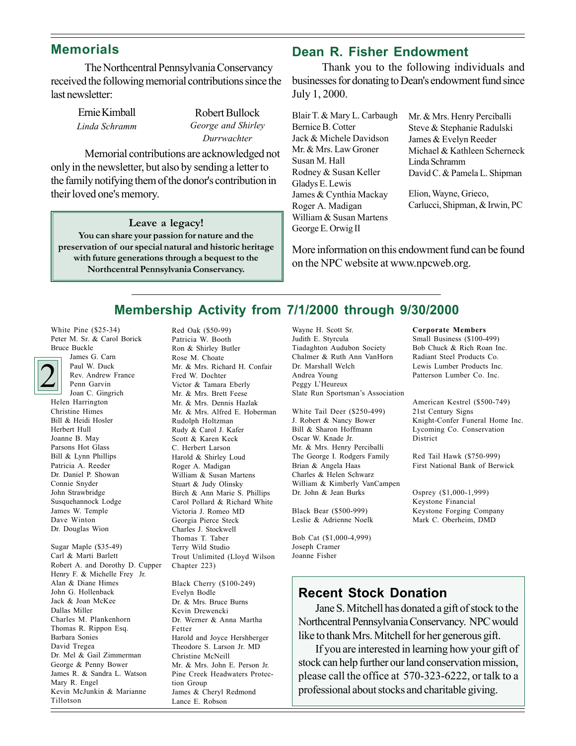## Memorials

The Northcentral Pennsylvania Conservancy received the following memorial contributions since the last newsletter:

Ernie Kimball
*Linda Schramm*

Robert Bullock
*George and Shirley Durrwachter*

Memorial contributions are acknowledged not only in the newsletter, but also by sending a letter to the family notifying them of the donor's contribution in their loved one's memory.

**Leave a legacy!**

**You can share your passion for nature and the preservation of our special natural and historic heritage with future generations through a bequest to the Northcentral Pennsylvania Conservancy.**

## Dean R. Fisher Endowment

Thank you to the following individuals and businesses for donating to Dean's endowment fund since July 1, 2000.

Blair T. & Mary L. Carbaugh
Bernice B. Cotter
Jack & Michele Davidson
Mr. & Mrs. Law Groner
Susan M. Hall
Rodney & Susan Keller
Gladys E. Lewis
James & Cynthia Mackay
Roger A. Madigan
William & Susan Martens
George E. Orwig II
Mr. & Mrs. Henry Perciballi
Steve & Stephanie Radulski
James & Evelyn Reeder
Michael & Kathleen Scherneck
Linda Schramm
David C. & Pamela L. Shipman

Elion, Wayne, Grieco, Carlucci, Shipman, & Irwin, PC

More information on this endowment fund can be found on the NPC website at www.npcweb.org.

## Membership Activity from 7/1/2000 through 9/30/2000

White Pine ($25-34)
Peter M. Sr. & Carol Borick
Bruce Buckle
James G. Carn
Paul W. Duck
Rev. Andrew France
Penn Garvin
Joan C. Gingrich
Helen Harrington
Christine Himes
Bill & Heidi Hosler
Herbert Hull
Joanne B. May
Parsons Hot Glass
Bill & Lynn Phillips
Patricia A. Reeder
Dr. Daniel P. Showan
Connie Snyder
John Strawbridge
Susquehannock Lodge
James W. Temple
Dave Winton
Dr. Douglas Wion

Sugar Maple ($35-49)
Carl & Marti Barlett
Robert A. and Dorothy D. Cupper
Henry F. & Michelle Frey Jr.
Alan & Diane Himes
John G. Hollenback
Jack & Joan McKee
Dallas Miller
Charles M. Plankenhorn
Thomas R. Rippon Esq.
Barbara Sonies
David Tregea
Dr. Mel & Gail Zimmerman
George & Penny Bower
James R. & Sandra L. Watson
Mary R. Engel
Kevin McJunkin & Marianne Tillotson

Red Oak ($50-99)
Patricia W. Booth
Ron & Shirley Butler
Rose M. Choate
Mr. & Mrs. Richard H. Confair
Fred W. Dochter
Victor & Tamara Eberly
Mr. & Mrs. Brett Feese
Mr. & Mrs. Dennis Hazlak
Mr. & Mrs. Alfred E. Hoberman
Rudolph Holtzman
Rudy & Carol J. Kafer
Scott & Karen Keck
C. Herbert Larson
Harold & Shirley Loud
Roger A. Madigan
William & Susan Martens
Stuart & Judy Olinsky
Birch & Ann Marie S. Phillips
Carol Pollard & Richard White
Victoria J. Romeo MD
Georgia Pierce Steck
Charles J. Stockwell
Thomas T. Taber
Terry Wild Studio
Trout Unlimited (Lloyd Wilson Chapter 223)

Black Cherry ($100-249)
Evelyn Bodle
Dr. & Mrs. Bruce Burns
Kevin Drewencki
Dr. Werner & Anna Martha Fetter
Harold and Joyce Hershberger
Theodore S. Larson Jr. MD
Christine McNeill
Mr. & Mrs. John E. Person Jr.
Pine Creek Headwaters Protection Group
James & Cheryl Redmond
Lance E. Robson
Wayne H. Scott Sr.
Judith E. Styrcula
Tiadaghton Audubon Society
Chalmer & Ruth Ann VanHorn
Dr. Marshall Welch
Andrea Young
Peggy L'Heureux
Slate Run Sportsman's Association

White Tail Deer ($250-499)
J. Robert & Nancy Bower
Bill & Sharon Hoffmann
Oscar W. Knade Jr.
Mr. & Mrs. Henry Perciballi
The George I. Rodgers Family
Brian & Angela Haas
Charles & Helen Schwarz
William & Kimberly VanCampen
Dr. John & Jean Burks

Black Bear ($500-999)
Leslie & Adrienne Noelk

Bob Cat ($1,000-4,999)
Joseph Cramer
Joanne Fisher

**Corporate Members**

Small Business ($100-499)
Bob Chuck & Rich Roan Inc.
Radiant Steel Products Co.
Lewis Lumber Products Inc.
Patterson Lumber Co. Inc.

American Kestrel ($500-749)
21st Century Signs
Knight-Confer Funeral Home Inc.
Lycoming Co. Conservation District

Red Tail Hawk ($750-999)
First National Bank of Berwick

Osprey ($1,000-1,999)
Keystone Financial
Keystone Forging Company
Mark C. Oberheim, DMD

## Recent Stock Donation

Jane S. Mitchell has donated a gift of stock to the Northcentral Pennsylvania Conservancy. NPC would like to thank Mrs. Mitchell for her generous gift.

If you are interested in learning how your gift of stock can help further our land conservation mission, please call the office at 570-323-6222, or talk to a professional about stocks and charitable giving.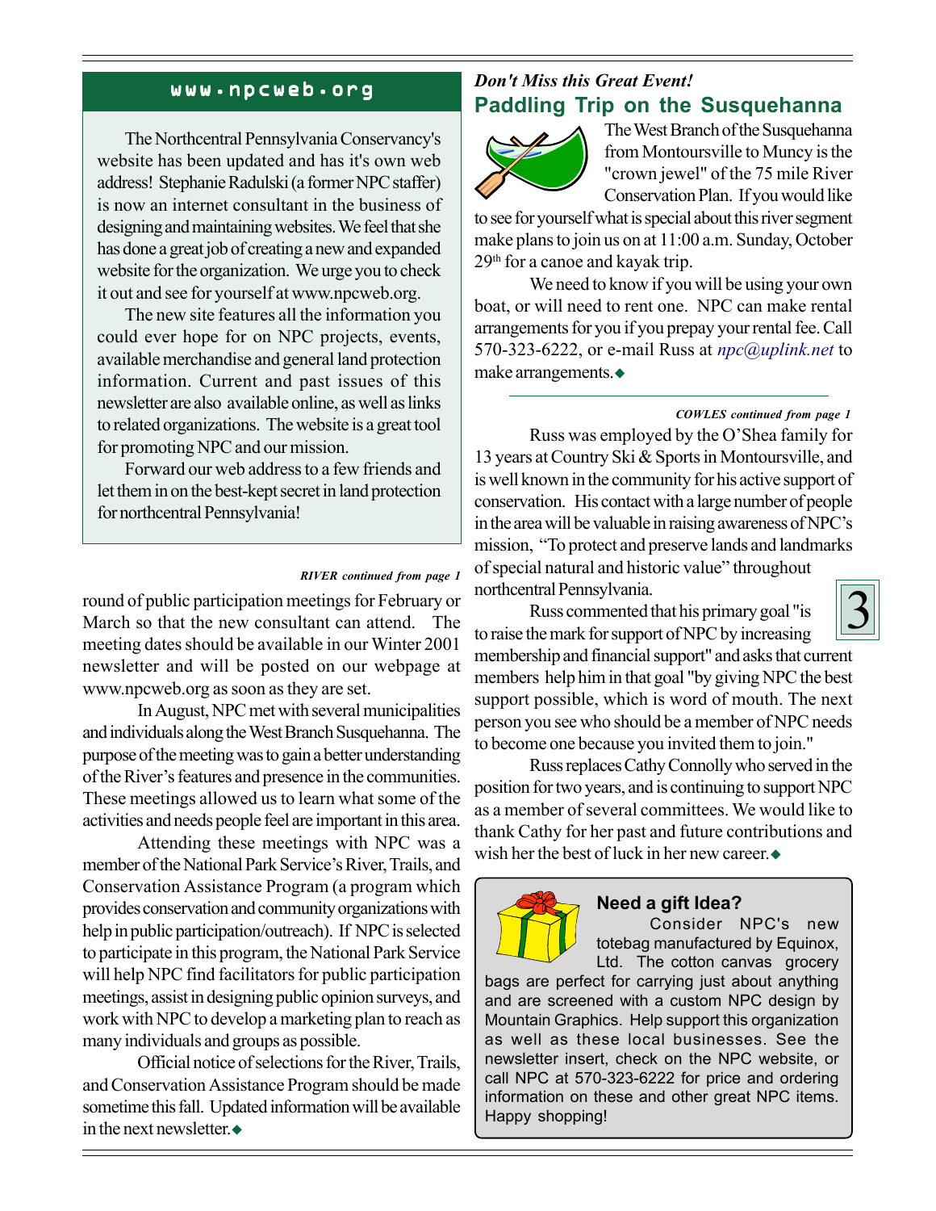## www.npcweb.org

The Northcentral Pennsylvania Conservancy's website has been updated and has it's own web address! Stephanie Radulski (a former NPC staffer) is now an internet consultant in the business of designing and maintaining websites. We feel that she has done a great job of creating a new and expanded website for the organization. We urge you to check it out and see for yourself at www.npcweb.org.

The new site features all the information you could ever hope for on NPC projects, events, available merchandise and general land protection information. Current and past issues of this newsletter are also available online, as well as links to related organizations. The website is a great tool for promoting NPC and our mission.

Forward our web address to a few friends and let them in on the best-kept secret in land protection for northcentral Pennsylvania!

***RIVER continued from page 1***

round of public participation meetings for February or March so that the new consultant can attend. The meeting dates should be available in our Winter 2001 newsletter and will be posted on our webpage at www.npcweb.org as soon as they are set.

In August, NPC met with several municipalities and individuals along the West Branch Susquehanna. The purpose of the meeting was to gain a better understanding of the River's features and presence in the communities. These meetings allowed us to learn what some of the activities and needs people feel are important in this area.

Attending these meetings with NPC was a member of the National Park Service's River, Trails, and Conservation Assistance Program (a program which provides conservation and community organizations with help in public participation/outreach). If NPC is selected to participate in this program, the National Park Service will help NPC find facilitators for public participation meetings, assist in designing public opinion surveys, and work with NPC to develop a marketing plan to reach as many individuals and groups as possible.

Official notice of selections for the River, Trails, and Conservation Assistance Program should be made sometime this fall. Updated information will be available in the next newsletter.◆

*Don't Miss this Great Event!*

## Paddling Trip on the Susquehanna

The West Branch of the Susquehanna from Montoursville to Muncy is the "crown jewel" of the 75 mile River Conservation Plan. If you would like to see for yourself what is special about this river segment make plans to join us on at 11:00 a.m. Sunday, October 29th for a canoe and kayak trip.

We need to know if you will be using your own boat, or will need to rent one. NPC can make rental arrangements for you if you prepay your rental fee. Call 570-323-6222, or e-mail Russ at *npc@uplink.net* to make arrangements.◆

***COWLES continued from page 1***

Russ was employed by the O'Shea family for 13 years at Country Ski & Sports in Montoursville, and is well known in the community for his active support of conservation. His contact with a large number of people in the area will be valuable in raising awareness of NPC's mission, "To protect and preserve lands and landmarks of special natural and historic value" throughout northcentral Pennsylvania.

Russ commented that his primary goal "is to raise the mark for support of NPC by increasing membership and financial support" and asks that current members help him in that goal "by giving NPC the best support possible, which is word of mouth. The next person you see who should be a member of NPC needs to become one because you invited them to join."

Russ replaces Cathy Connolly who served in the position for two years, and is continuing to support NPC as a member of several committees. We would like to thank Cathy for her past and future contributions and wish her the best of luck in her new career.◆

**Need a gift Idea?**

Consider NPC's new totebag manufactured by Equinox, Ltd. The cotton canvas grocery bags are perfect for carrying just about anything and are screened with a custom NPC design by Mountain Graphics. Help support this organization as well as these local businesses. See the newsletter insert, check on the NPC website, or call NPC at 570-323-6222 for price and ordering information on these and other great NPC items. Happy shopping!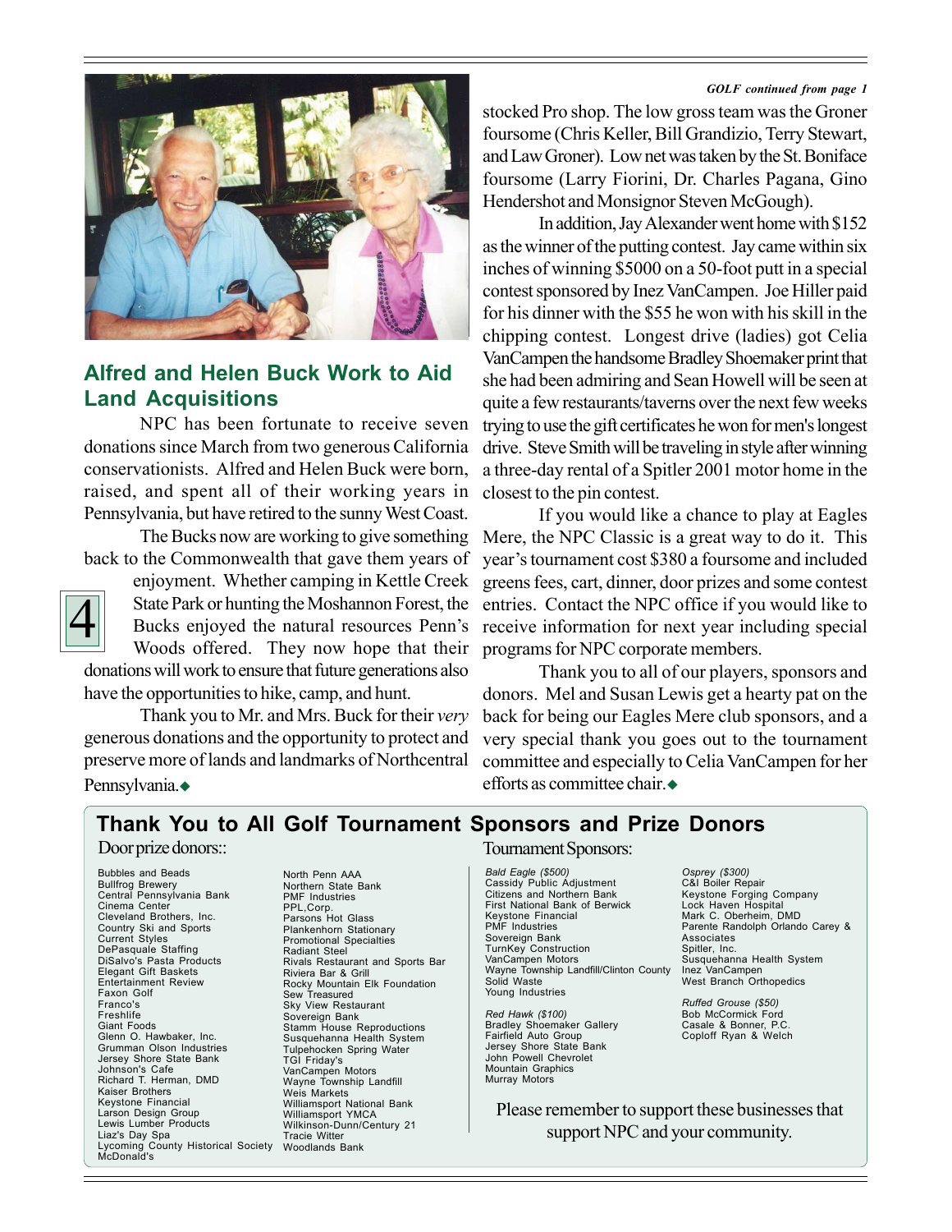## Alfred and Helen Buck Work to Aid Land Acquisitions

NPC has been fortunate to receive seven donations since March from two generous California conservationists. Alfred and Helen Buck were born, raised, and spent all of their working years in Pennsylvania, but have retired to the sunny West Coast.

The Bucks now are working to give something back to the Commonwealth that gave them years of enjoyment. Whether camping in Kettle Creek State Park or hunting the Moshannon Forest, the Bucks enjoyed the natural resources Penn's Woods offered. They now hope that their donations will work to ensure that future generations also have the opportunities to hike, camp, and hunt.

Thank you to Mr. and Mrs. Buck for their *very* generous donations and the opportunity to protect and preserve more of lands and landmarks of Northcentral Pennsylvania.◆

*GOLF continued from page 1*

stocked Pro shop. The low gross team was the Groner foursome (Chris Keller, Bill Grandizio, Terry Stewart, and Law Groner). Low net was taken by the St. Boniface foursome (Larry Fiorini, Dr. Charles Pagana, Gino Hendershot and Monsignor Steven McGough).

In addition, Jay Alexander went home with $152 as the winner of the putting contest. Jay came within six inches of winning $5000 on a 50-foot putt in a special contest sponsored by Inez VanCampen. Joe Hiller paid for his dinner with the $55 he won with his skill in the chipping contest. Longest drive (ladies) got Celia VanCampen the handsome Bradley Shoemaker print that she had been admiring and Sean Howell will be seen at quite a few restaurants/taverns over the next few weeks trying to use the gift certificates he won for men's longest drive. Steve Smith will be traveling in style after winning a three-day rental of a Spitler 2001 motor home in the closest to the pin contest.

If you would like a chance to play at Eagles Mere, the NPC Classic is a great way to do it. This year's tournament cost $380 a foursome and included greens fees, cart, dinner, door prizes and some contest entries. Contact the NPC office if you would like to receive information for next year including special programs for NPC corporate members.

Thank you to all of our players, sponsors and donors. Mel and Susan Lewis get a hearty pat on the back for being our Eagles Mere club sponsors, and a very special thank you goes out to the tournament committee and especially to Celia VanCampen for her efforts as committee chair.◆

## Thank You to All Golf Tournament Sponsors and Prize Donors

### Door prize donors::

Bubbles and Beads
Bullfrog Brewery
Central Pennsylvania Bank
Cinema Center
Cleveland Brothers, Inc.
Country Ski and Sports
Current Styles
DePasquale Staffing
DiSalvo's Pasta Products
Elegant Gift Baskets
Entertainment Review
Faxon Golf
Franco's
Freshlife
Giant Foods
Glenn O. Hawbaker, Inc.
Grumman Olson Industries
Jersey Shore State Bank
Johnson's Cafe
Richard T. Herman, DMD
Kaiser Brothers
Keystone Financial
Larson Design Group
Lewis Lumber Products
Liaz's Day Spa
Lycoming County Historical Society
McDonald's
North Penn AAA
Northern State Bank
PMF Industries
PPL,Corp.
Parsons Hot Glass
Plankenhorn Stationary
Promotional Specialties
Radiant Steel
Rivals Restaurant and Sports Bar
Riviera Bar & Grill
Rocky Mountain Elk Foundation
Sew Treasured
Sky View Restaurant
Sovereign Bank
Stamm House Reproductions
Susquehanna Health System
Tulpehocken Spring Water
TGI Friday's
VanCampen Motors
Wayne Township Landfill
Weis Markets
Williamsport National Bank
Williamsport YMCA
Wilkinson-Dunn/Century 21
Tracie Witter
Woodlands Bank

### Tournament Sponsors:

*Bald Eagle ($500)*
Cassidy Public Adjustment
Citizens and Northern Bank
First National Bank of Berwick
Keystone Financial
PMF Industries
Sovereign Bank
TurnKey Construction
VanCampen Motors
Wayne Township Landfill/Clinton County Solid Waste
Young Industries

*Red Hawk ($100)*
Bradley Shoemaker Gallery
Fairfield Auto Group
Jersey Shore State Bank
John Powell Chevrolet
Mountain Graphics
Murray Motors

*Osprey ($300)*
C&I Boiler Repair
Keystone Forging Company
Lock Haven Hospital
Mark C. Oberheim, DMD
Parente Randolph Orlando Carey & Associates
Spitler, Inc.
Susquehanna Health System
Inez VanCampen
West Branch Orthopedics

*Ruffed Grouse ($50)*
Bob McCormick Ford
Casale & Bonner, P.C.
Coploff Ryan & Welch

Please remember to support these businesses that support NPC and your community.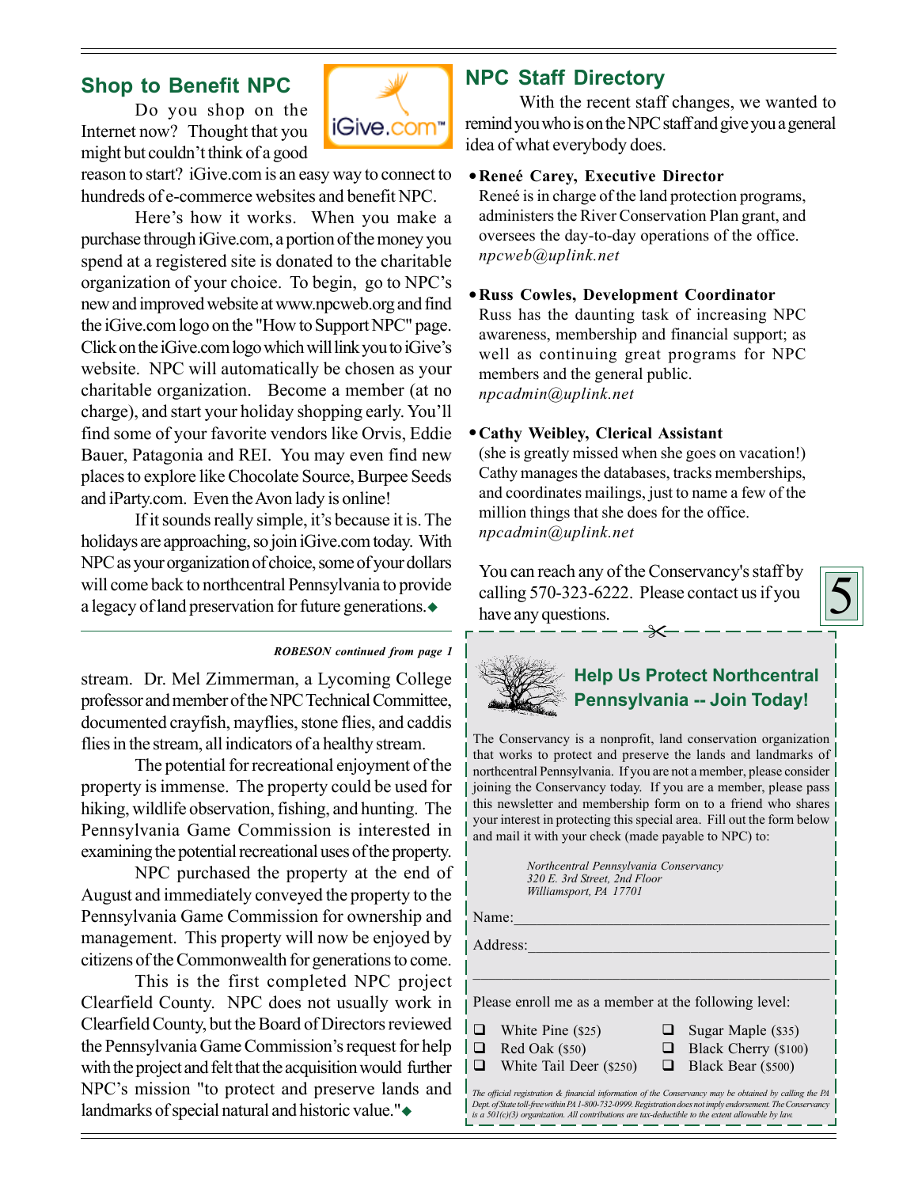## Shop to Benefit NPC

Do you shop on the Internet now? Thought that you might but couldn't think of a good reason to start? iGive.com is an easy way to connect to hundreds of e-commerce websites and benefit NPC.

Here's how it works. When you make a purchase through iGive.com, a portion of the money you spend at a registered site is donated to the charitable organization of your choice. To begin, go to NPC's new and improved website at www.npcweb.org and find the iGive.com logo on the "How to Support NPC" page. Click on the iGive.com logo which will link you to iGive's website. NPC will automatically be chosen as your charitable organization. Become a member (at no charge), and start your holiday shopping early. You'll find some of your favorite vendors like Orvis, Eddie Bauer, Patagonia and REI. You may even find new places to explore like Chocolate Source, Burpee Seeds and iParty.com. Even the Avon lady is online!

If it sounds really simple, it's because it is. The holidays are approaching, so join iGive.com today. With NPC as your organization of choice, some of your dollars will come back to northcentral Pennsylvania to provide a legacy of land preservation for future generations.◆

***ROBESON continued from page 1***

stream. Dr. Mel Zimmerman, a Lycoming College professor and member of the NPC Technical Committee, documented crayfish, mayflies, stone flies, and caddis flies in the stream, all indicators of a healthy stream.

The potential for recreational enjoyment of the property is immense. The property could be used for hiking, wildlife observation, fishing, and hunting. The Pennsylvania Game Commission is interested in examining the potential recreational uses of the property.

NPC purchased the property at the end of August and immediately conveyed the property to the Pennsylvania Game Commission for ownership and management. This property will now be enjoyed by citizens of the Commonwealth for generations to come.

This is the first completed NPC project Clearfield County. NPC does not usually work in Clearfield County, but the Board of Directors reviewed the Pennsylvania Game Commission's request for help with the project and felt that the acquisition would further NPC's mission "to protect and preserve lands and landmarks of special natural and historic value."◆

## NPC Staff Directory

With the recent staff changes, we wanted to remind you who is on the NPC staff and give you a general idea of what everybody does.

- **Reneé Carey, Executive Director**
  Reneé is in charge of the land protection programs, administers the River Conservation Plan grant, and oversees the day-to-day operations of the office.
  *npcweb@uplink.net*

- **Russ Cowles, Development Coordinator**
  Russ has the daunting task of increasing NPC awareness, membership and financial support; as well as continuing great programs for NPC members and the general public.
  *npcadmin@uplink.net*

- **Cathy Weibley, Clerical Assistant**
  (she is greatly missed when she goes on vacation!) Cathy manages the databases, tracks memberships, and coordinates mailings, just to name a few of the million things that she does for the office.
  *npcadmin@uplink.net*

You can reach any of the Conservancy's staff by calling 570-323-6222. Please contact us if you have any questions.

## Help Us Protect Northcentral Pennsylvania -- Join Today!

The Conservancy is a nonprofit, land conservation organization that works to protect and preserve the lands and landmarks of northcentral Pennsylvania. If you are not a member, please consider joining the Conservancy today. If you are a member, please pass this newsletter and membership form on to a friend who shares your interest in protecting this special area. Fill out the form below and mail it with your check (made payable to NPC) to:

*Northcentral Pennsylvania Conservancy*
*320 E. 3rd Street, 2nd Floor*
*Williamsport, PA 17701*

Name:_______________________________________

Address:_____________________________________

_____________________________________________

Please enroll me as a member at the following level:

- ❑ White Pine ($25)
- ❑ Sugar Maple ($35)
- ❑ Red Oak ($50)
- ❑ Black Cherry ($100)
- ❑ White Tail Deer ($250)
- ❑ Black Bear ($500)

*The official registration & financial information of the Conservancy may be obtained by calling the PA Dept. of State toll-free within PA 1-800-732-0999. Registration does not imply endorsement. The Conservancy is a 501(c)(3) organization. All contributions are tax-deductible to the extent allowable by law.*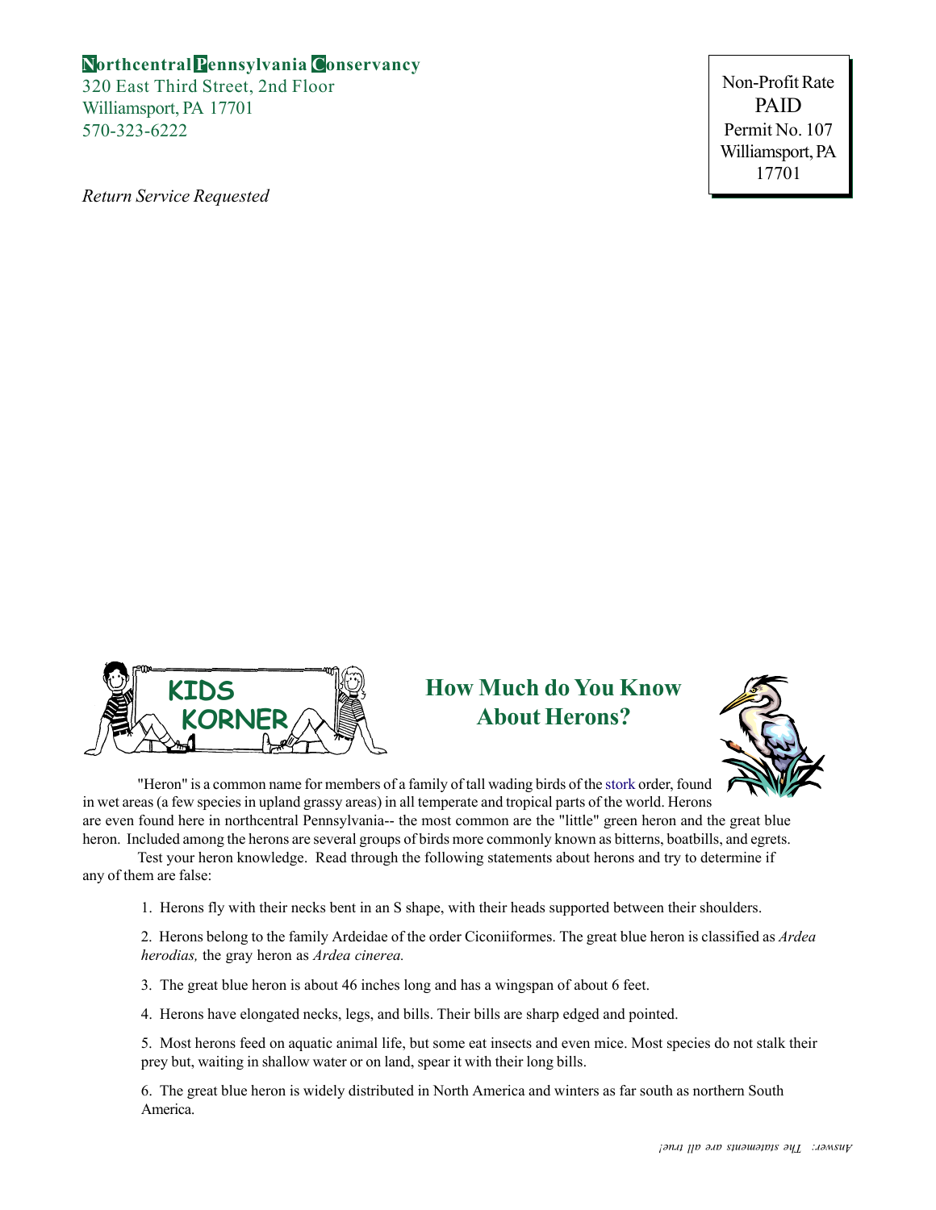**Northcentral Pennsylvania Conservancy**
320 East Third Street, 2nd Floor
Williamsport, PA 17701
570-323-6222

*Return Service Requested*

Non-Profit Rate
PAID
Permit No. 107
Williamsport, PA
17701

KIDS KORNER

## How Much do You Know About Herons?

"Heron" is a common name for members of a family of tall wading birds of the stork order, found in wet areas (a few species in upland grassy areas) in all temperate and tropical parts of the world. Herons are even found here in northcentral Pennsylvania-- the most common are the "little" green heron and the great blue heron. Included among the herons are several groups of birds more commonly known as bitterns, boatbills, and egrets.

Test your heron knowledge. Read through the following statements about herons and try to determine if any of them are false:

1. Herons fly with their necks bent in an S shape, with their heads supported between their shoulders.

2. Herons belong to the family Ardeidae of the order Ciconiiformes. The great blue heron is classified as *Ardea herodias,* the gray heron as *Ardea cinerea.*

3. The great blue heron is about 46 inches long and has a wingspan of about 6 feet.

4. Herons have elongated necks, legs, and bills. Their bills are sharp edged and pointed.

5. Most herons feed on aquatic animal life, but some eat insects and even mice. Most species do not stalk their prey but, waiting in shallow water or on land, spear it with their long bills.

6. The great blue heron is widely distributed in North America and winters as far south as northern South America.

*Answer: The statements are all true!*